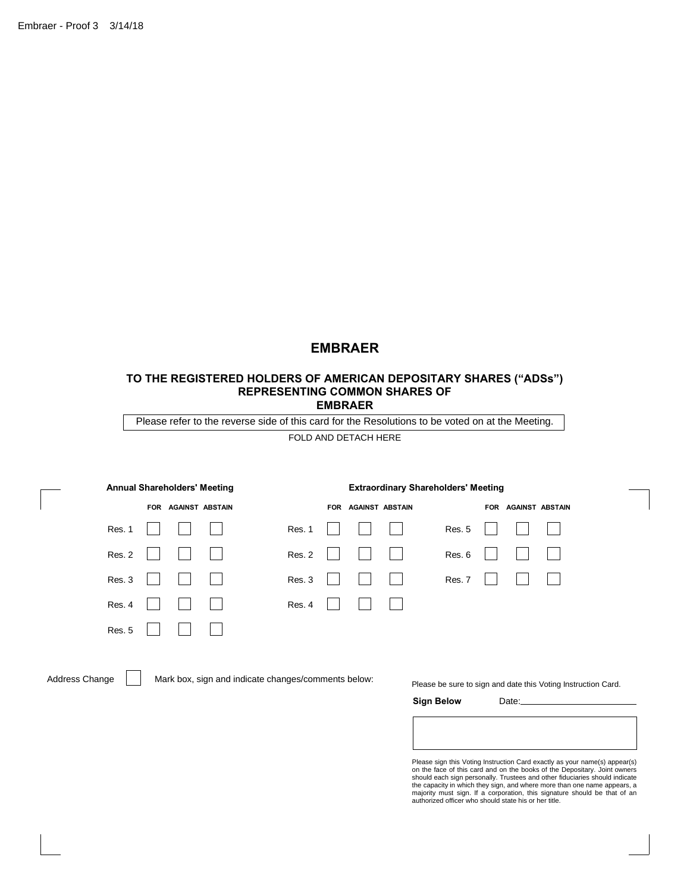# EMBRAER

**TO THE REGISTERED HOLDERS OF AMERICAN DEPOSITARY SHARES ("ADSs") REPRESENTING COMMON SHARES OF EMBRAER**

Please refer to the reverse side of this card for the Resolutions to be voted on at the Meeting.

FOLD AND DETACH HERE

**Annual Shareholders' Meeting**

| | FOR | AGAINST | ABSTAIN |
|---|---|---|---|
| Res. 1 | ☐ | ☐ | ☐ |
| Res. 2 | ☐ | ☐ | ☐ |
| Res. 3 | ☐ | ☐ | ☐ |
| Res. 4 | ☐ | ☐ | ☐ |
| Res. 5 | ☐ | ☐ | ☐ |

**Extraordinary Shareholders' Meeting**

| | FOR | AGAINST | ABSTAIN |
|---|---|---|---|
| Res. 1 | ☐ | ☐ | ☐ |
| Res. 2 | ☐ | ☐ | ☐ |
| Res. 3 | ☐ | ☐ | ☐ |
| Res. 4 | ☐ | ☐ | ☐ |
| Res. 5 | ☐ | ☐ | ☐ |
| Res. 6 | ☐ | ☐ | ☐ |
| Res. 7 | ☐ | ☐ | ☐ |

Address Change ☐ Mark box, sign and indicate changes/comments below:

Please be sure to sign and date this Voting Instruction Card.

**Sign Below** Date:\_\_\_\_\_\_\_\_\_\_\_\_\_\_\_\_\_\_\_\_

Please sign this Voting Instruction Card exactly as your name(s) appear(s) on the face of this card and on the books of the Depositary. Joint owners should each sign personally. Trustees and other fiduciaries should indicate the capacity in which they sign, and where more than one name appears, a majority must sign. If a corporation, this signature should be that of an authorized officer who should state his or her title.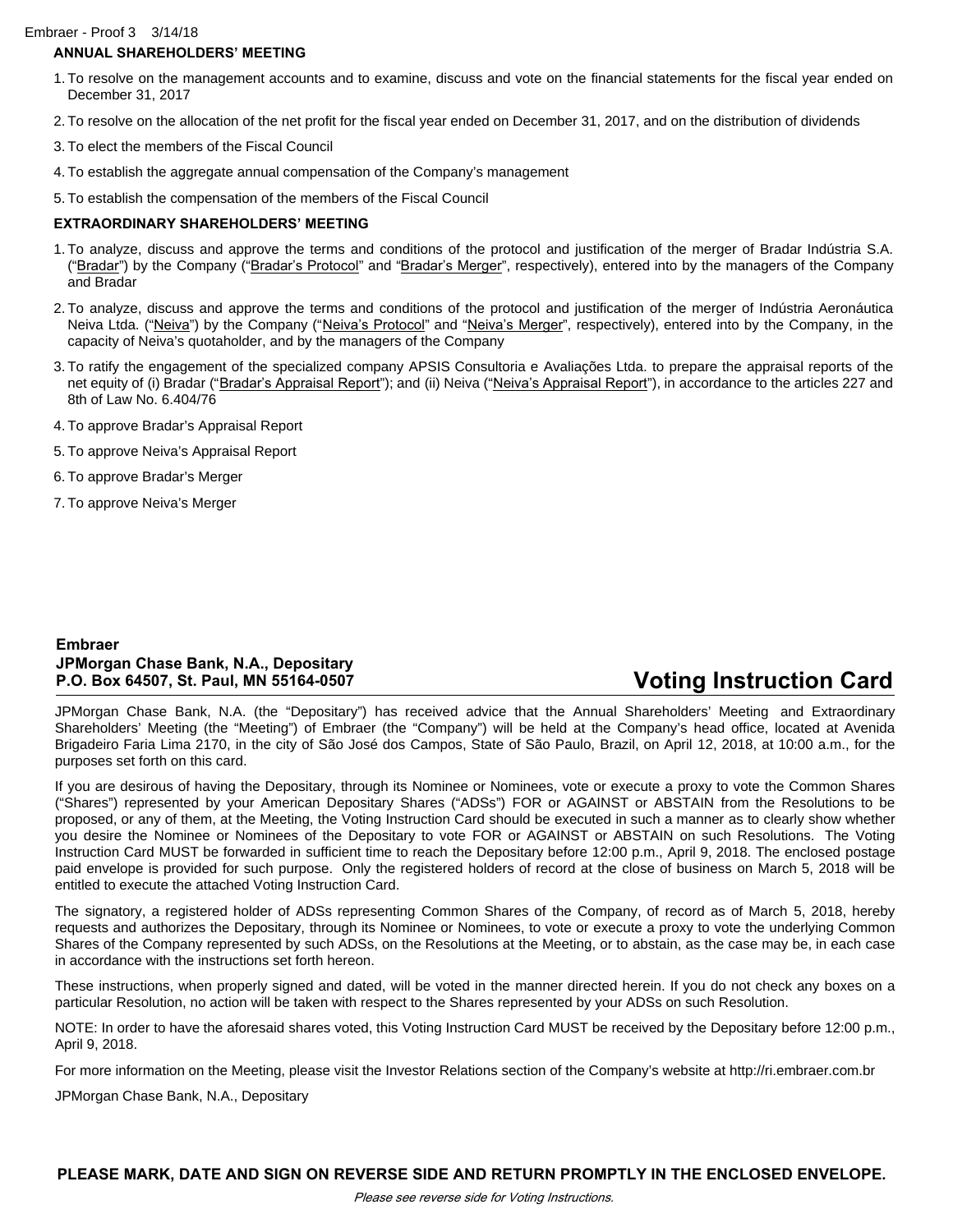## ANNUAL SHAREHOLDERS' MEETING

1. To resolve on the management accounts and to examine, discuss and vote on the financial statements for the fiscal year ended on December 31, 2017
2. To resolve on the allocation of the net profit for the fiscal year ended on December 31, 2017, and on the distribution of dividends
3. To elect the members of the Fiscal Council
4. To establish the aggregate annual compensation of the Company's management
5. To establish the compensation of the members of the Fiscal Council

## EXTRAORDINARY SHAREHOLDERS' MEETING

1. To analyze, discuss and approve the terms and conditions of the protocol and justification of the merger of Bradar Indústria S.A. ("Bradar") by the Company ("Bradar's Protocol" and "Bradar's Merger", respectively), entered into by the managers of the Company and Bradar
2. To analyze, discuss and approve the terms and conditions of the protocol and justification of the merger of Indústria Aeronáutica Neiva Ltda. ("Neiva") by the Company ("Neiva's Protocol" and "Neiva's Merger", respectively), entered into by the Company, in the capacity of Neiva's quotaholder, and by the managers of the Company
3. To ratify the engagement of the specialized company APSIS Consultoria e Avaliações Ltda. to prepare the appraisal reports of the net equity of (i) Bradar ("Bradar's Appraisal Report"); and (ii) Neiva ("Neiva's Appraisal Report"), in accordance to the articles 227 and 8th of Law No. 6.404/76
4. To approve Bradar's Appraisal Report
5. To approve Neiva's Appraisal Report
6. To approve Bradar's Merger
7. To approve Neiva's Merger

**Embraer**
**JPMorgan Chase Bank, N.A., Depositary**
**P.O. Box 64507, St. Paul, MN 55164-0507**

# Voting Instruction Card

JPMorgan Chase Bank, N.A. (the "Depositary") has received advice that the Annual Shareholders' Meeting and Extraordinary Shareholders' Meeting (the "Meeting") of Embraer (the "Company") will be held at the Company's head office, located at Avenida Brigadeiro Faria Lima 2170, in the city of São José dos Campos, State of São Paulo, Brazil, on April 12, 2018, at 10:00 a.m., for the purposes set forth on this card.

If you are desirous of having the Depositary, through its Nominee or Nominees, vote or execute a proxy to vote the Common Shares ("Shares") represented by your American Depositary Shares ("ADSs") FOR or AGAINST or ABSTAIN from the Resolutions to be proposed, or any of them, at the Meeting, the Voting Instruction Card should be executed in such a manner as to clearly show whether you desire the Nominee or Nominees of the Depositary to vote FOR or AGAINST or ABSTAIN on such Resolutions. The Voting Instruction Card MUST be forwarded in sufficient time to reach the Depositary before 12:00 p.m., April 9, 2018. The enclosed postage paid envelope is provided for such purpose. Only the registered holders of record at the close of business on March 5, 2018 will be entitled to execute the attached Voting Instruction Card.

The signatory, a registered holder of ADSs representing Common Shares of the Company, of record as of March 5, 2018, hereby requests and authorizes the Depositary, through its Nominee or Nominees, to vote or execute a proxy to vote the underlying Common Shares of the Company represented by such ADSs, on the Resolutions at the Meeting, or to abstain, as the case may be, in each case in accordance with the instructions set forth hereon.

These instructions, when properly signed and dated, will be voted in the manner directed herein. If you do not check any boxes on a particular Resolution, no action will be taken with respect to the Shares represented by your ADSs on such Resolution.

NOTE: In order to have the aforesaid shares voted, this Voting Instruction Card MUST be received by the Depositary before 12:00 p.m., April 9, 2018.

For more information on the Meeting, please visit the Investor Relations section of the Company's website at http://ri.embraer.com.br

JPMorgan Chase Bank, N.A., Depositary

**PLEASE MARK, DATE AND SIGN ON REVERSE SIDE AND RETURN PROMPTLY IN THE ENCLOSED ENVELOPE.**

*Please see reverse side for Voting Instructions.*